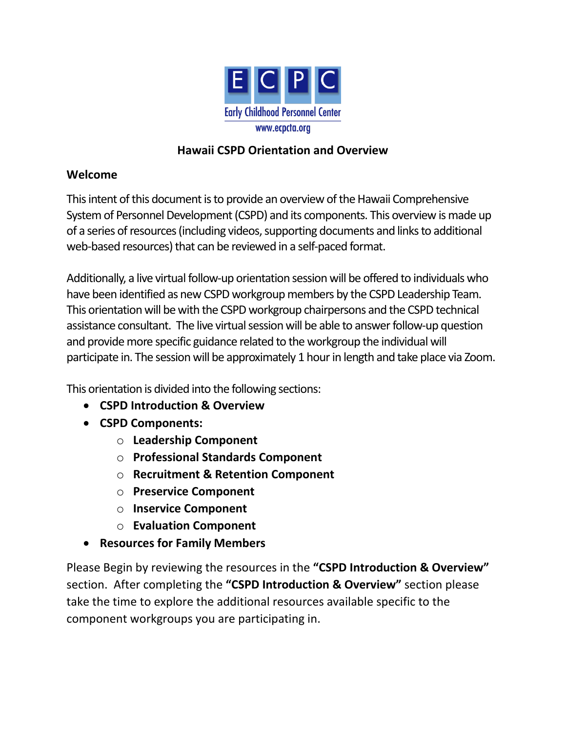ECPC

Early Childhood Personnel Center

www.ecpcta.org

# Hawaii CSPD Orientation and Overview

## Welcome

This intent of this document is to provide an overview of the Hawaii Comprehensive System of Personnel Development (CSPD) and its components. This overview is made up of a series of resources (including videos, supporting documents and links to additional web-based resources) that can be reviewed in a self-paced format.

Additionally, a live virtual follow-up orientation session will be offered to individuals who have been identified as new CSPD workgroup members by the CSPD Leadership Team. This orientation will be with the CSPD workgroup chairpersons and the CSPD technical assistance consultant. The live virtual session will be able to answer follow-up question and provide more specific guidance related to the workgroup the individual will participate in. The session will be approximately 1 hour in length and take place via Zoom.

This orientation is divided into the following sections:

- **CSPD Introduction & Overview**
- **CSPD Components:**
  - **Leadership Component**
  - **Professional Standards Component**
  - **Recruitment & Retention Component**
  - **Preservice Component**
  - **Inservice Component**
  - **Evaluation Component**
- **Resources for Family Members**

Please Begin by reviewing the resources in the **"CSPD Introduction & Overview"** section. After completing the **"CSPD Introduction & Overview"** section please take the time to explore the additional resources available specific to the component workgroups you are participating in.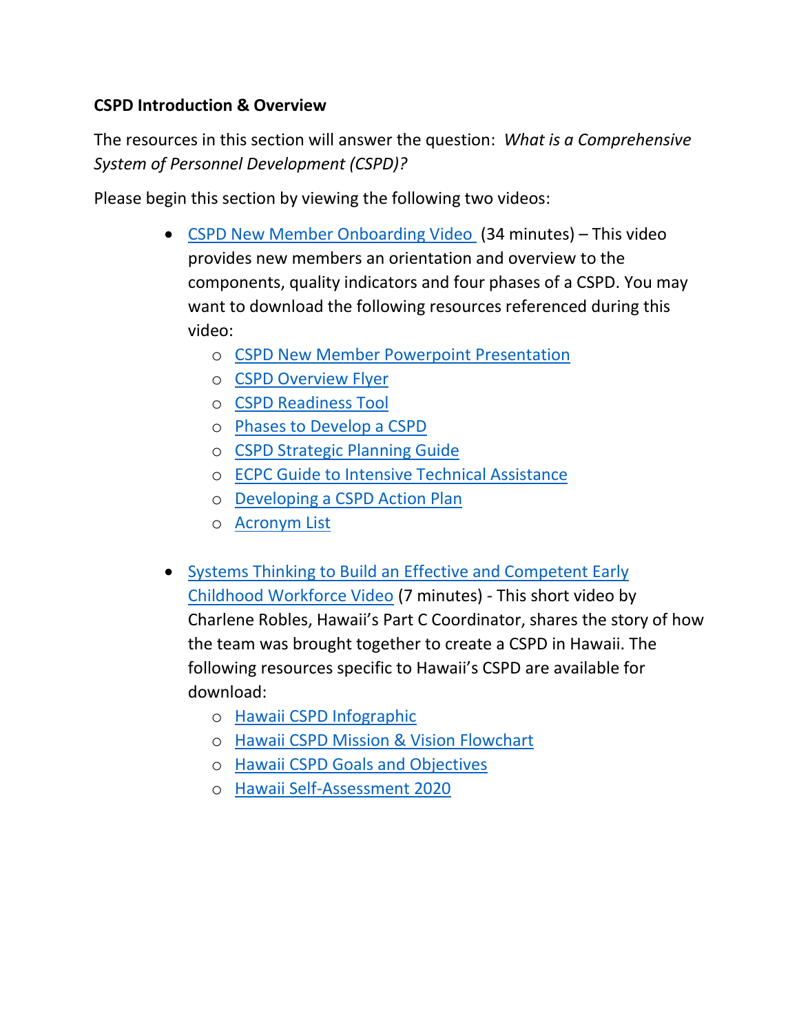**CSPD Introduction & Overview**

The resources in this section will answer the question: *What is a Comprehensive System of Personnel Development (CSPD)?*

Please begin this section by viewing the following two videos:

- CSPD New Member Onboarding Video (34 minutes) – This video provides new members an orientation and overview to the components, quality indicators and four phases of a CSPD. You may want to download the following resources referenced during this video:
  - CSPD New Member Powerpoint Presentation
  - CSPD Overview Flyer
  - CSPD Readiness Tool
  - Phases to Develop a CSPD
  - CSPD Strategic Planning Guide
  - ECPC Guide to Intensive Technical Assistance
  - Developing a CSPD Action Plan
  - Acronym List

- Systems Thinking to Build an Effective and Competent Early Childhood Workforce Video (7 minutes) - This short video by Charlene Robles, Hawaii's Part C Coordinator, shares the story of how the team was brought together to create a CSPD in Hawaii. The following resources specific to Hawaii's CSPD are available for download:
  - Hawaii CSPD Infographic
  - Hawaii CSPD Mission & Vision Flowchart
  - Hawaii CSPD Goals and Objectives
  - Hawaii Self-Assessment 2020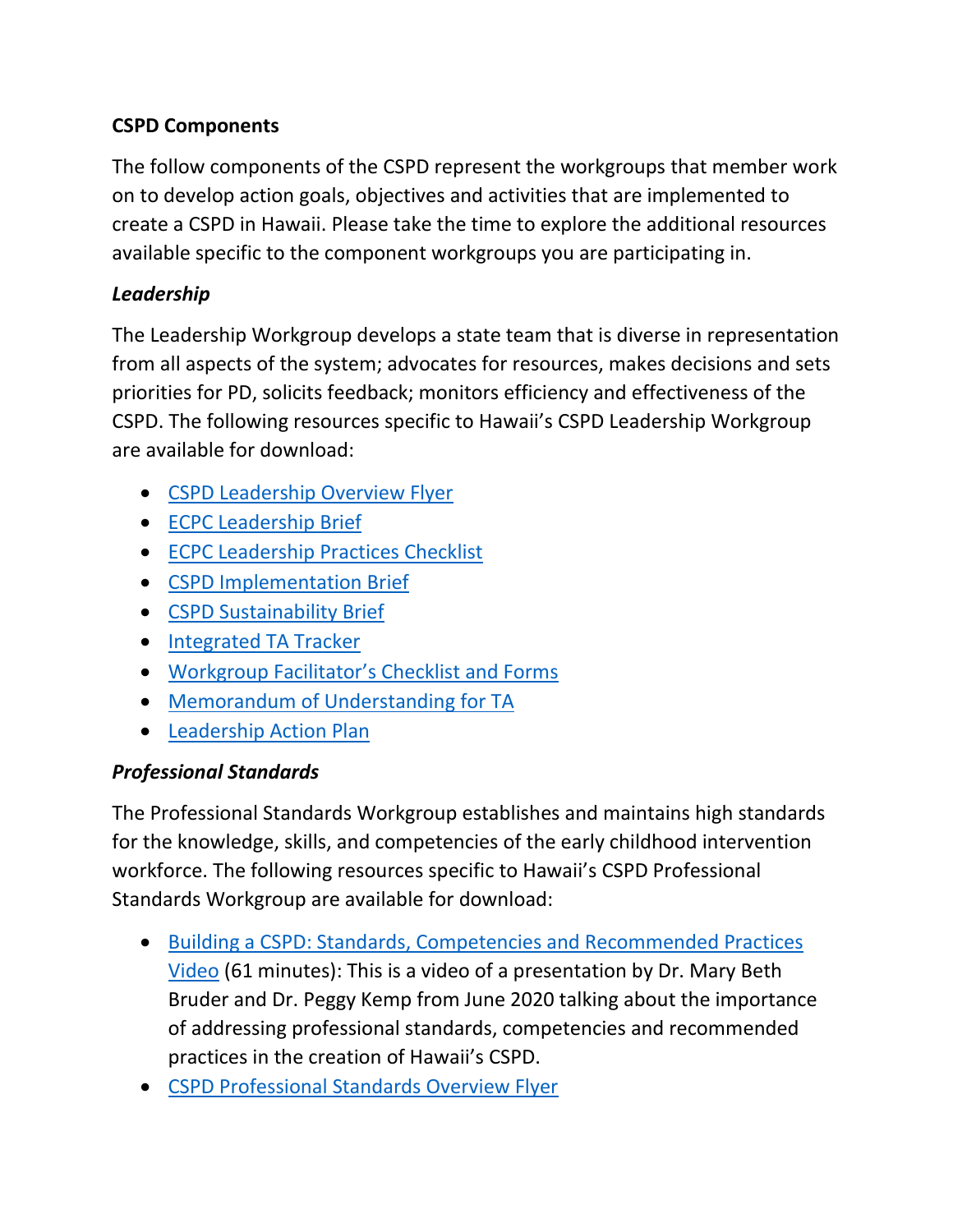**CSPD Components**

The follow components of the CSPD represent the workgroups that member work on to develop action goals, objectives and activities that are implemented to create a CSPD in Hawaii. Please take the time to explore the additional resources available specific to the component workgroups you are participating in.

***Leadership***

The Leadership Workgroup develops a state team that is diverse in representation from all aspects of the system; advocates for resources, makes decisions and sets priorities for PD, solicits feedback; monitors efficiency and effectiveness of the CSPD. The following resources specific to Hawaii's CSPD Leadership Workgroup are available for download:

- CSPD Leadership Overview Flyer
- ECPC Leadership Brief
- ECPC Leadership Practices Checklist
- CSPD Implementation Brief
- CSPD Sustainability Brief
- Integrated TA Tracker
- Workgroup Facilitator's Checklist and Forms
- Memorandum of Understanding for TA
- Leadership Action Plan

***Professional Standards***

The Professional Standards Workgroup establishes and maintains high standards for the knowledge, skills, and competencies of the early childhood intervention workforce. The following resources specific to Hawaii's CSPD Professional Standards Workgroup are available for download:

- Building a CSPD: Standards, Competencies and Recommended Practices Video (61 minutes): This is a video of a presentation by Dr. Mary Beth Bruder and Dr. Peggy Kemp from June 2020 talking about the importance of addressing professional standards, competencies and recommended practices in the creation of Hawaii's CSPD.
- CSPD Professional Standards Overview Flyer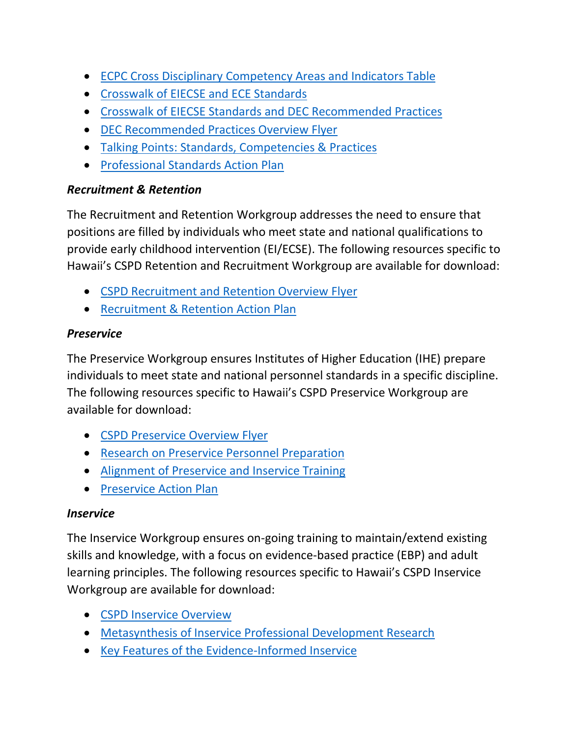- ECPC Cross Disciplinary Competency Areas and Indicators Table
- Crosswalk of EIECSE and ECE Standards
- Crosswalk of EIECSE Standards and DEC Recommended Practices
- DEC Recommended Practices Overview Flyer
- Talking Points: Standards, Competencies & Practices
- Professional Standards Action Plan

***Recruitment & Retention***

The Recruitment and Retention Workgroup addresses the need to ensure that positions are filled by individuals who meet state and national qualifications to provide early childhood intervention (EI/ECSE). The following resources specific to Hawaii's CSPD Retention and Recruitment Workgroup are available for download:

- CSPD Recruitment and Retention Overview Flyer
- Recruitment & Retention Action Plan

***Preservice***

The Preservice Workgroup ensures Institutes of Higher Education (IHE) prepare individuals to meet state and national personnel standards in a specific discipline. The following resources specific to Hawaii's CSPD Preservice Workgroup are available for download:

- CSPD Preservice Overview Flyer
- Research on Preservice Personnel Preparation
- Alignment of Preservice and Inservice Training
- Preservice Action Plan

***Inservice***

The Inservice Workgroup ensures on-going training to maintain/extend existing skills and knowledge, with a focus on evidence-based practice (EBP) and adult learning principles. The following resources specific to Hawaii's CSPD Inservice Workgroup are available for download:

- CSPD Inservice Overview
- Metasynthesis of Inservice Professional Development Research
- Key Features of the Evidence-Informed Inservice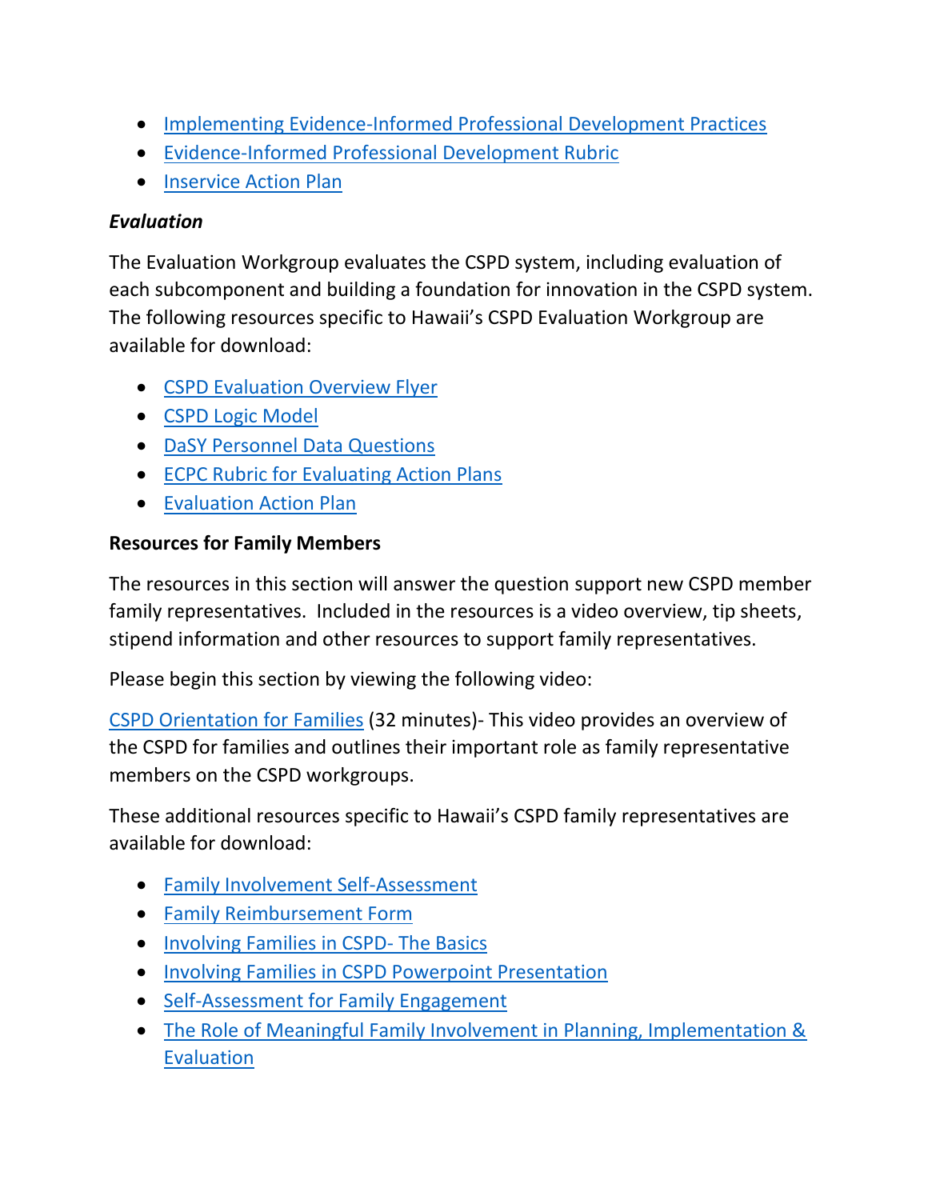- Implementing Evidence-Informed Professional Development Practices
- Evidence-Informed Professional Development Rubric
- Inservice Action Plan

### *Evaluation*

The Evaluation Workgroup evaluates the CSPD system, including evaluation of each subcomponent and building a foundation for innovation in the CSPD system. The following resources specific to Hawaii's CSPD Evaluation Workgroup are available for download:

- CSPD Evaluation Overview Flyer
- CSPD Logic Model
- DaSY Personnel Data Questions
- ECPC Rubric for Evaluating Action Plans
- Evaluation Action Plan

## Resources for Family Members

The resources in this section will answer the question support new CSPD member family representatives. Included in the resources is a video overview, tip sheets, stipend information and other resources to support family representatives.

Please begin this section by viewing the following video:

CSPD Orientation for Families (32 minutes)- This video provides an overview of the CSPD for families and outlines their important role as family representative members on the CSPD workgroups.

These additional resources specific to Hawaii's CSPD family representatives are available for download:

- Family Involvement Self-Assessment
- Family Reimbursement Form
- Involving Families in CSPD- The Basics
- Involving Families in CSPD Powerpoint Presentation
- Self-Assessment for Family Engagement
- The Role of Meaningful Family Involvement in Planning, Implementation & Evaluation